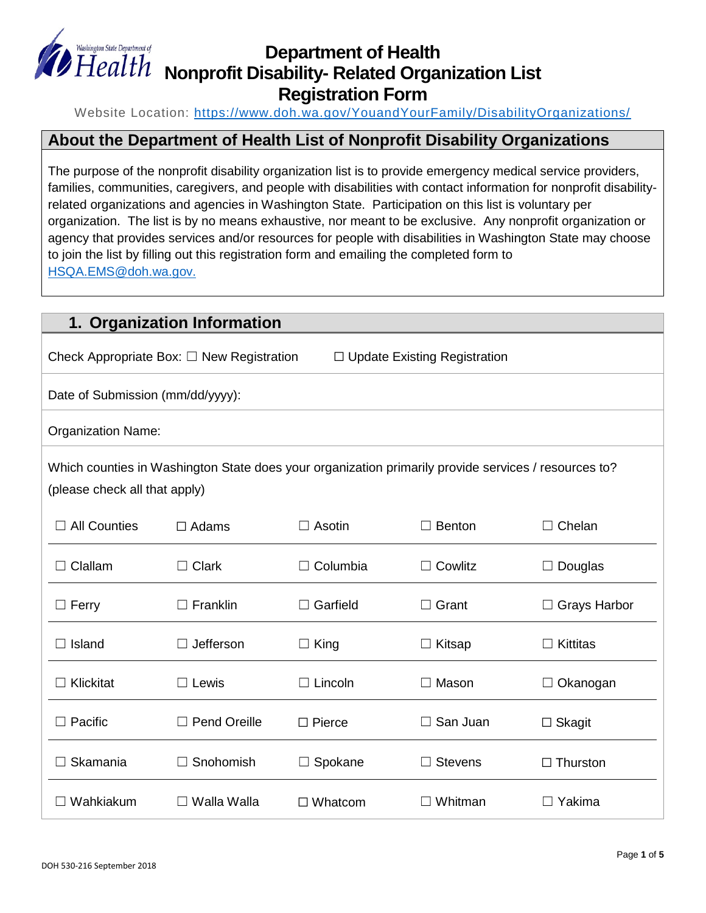# Department of Health Nonprofit Disability- Related Organization List Registration Form

Website Location: https://www.doh.wa.gov/YouandYourFamily/DisabilityOrganizations/

## About the Department of Health List of Nonprofit Disability Organizations

The purpose of the nonprofit disability organization list is to provide emergency medical service providers, families, communities, caregivers, and people with disabilities with contact information for nonprofit disability-related organizations and agencies in Washington State. Participation on this list is voluntary per organization. The list is by no means exhaustive, nor meant to be exclusive. Any nonprofit organization or agency that provides services and/or resources for people with disabilities in Washington State may choose to join the list by filling out this registration form and emailing the completed form to HSQA.EMS@doh.wa.gov.

## 1. Organization Information

Check Appropriate Box: ☐ New Registration ☐ Update Existing Registration

Date of Submission (mm/dd/yyyy):

Organization Name:

Which counties in Washington State does your organization primarily provide services / resources to? (please check all that apply)

| | | | | |
|---|---|---|---|---|
| ☐ All Counties | ☐ Adams | ☐ Asotin | ☐ Benton | ☐ Chelan |
| ☐ Clallam | ☐ Clark | ☐ Columbia | ☐ Cowlitz | ☐ Douglas |
| ☐ Ferry | ☐ Franklin | ☐ Garfield | ☐ Grant | ☐ Grays Harbor |
| ☐ Island | ☐ Jefferson | ☐ King | ☐ Kitsap | ☐ Kittitas |
| ☐ Klickitat | ☐ Lewis | ☐ Lincoln | ☐ Mason | ☐ Okanogan |
| ☐ Pacific | ☐ Pend Oreille | ☐ Pierce | ☐ San Juan | ☐ Skagit |
| ☐ Skamania | ☐ Snohomish | ☐ Spokane | ☐ Stevens | ☐ Thurston |
| ☐ Wahkiakum | ☐ Walla Walla | ☐ Whatcom | ☐ Whitman | ☐ Yakima |

DOH 530-216 September 2018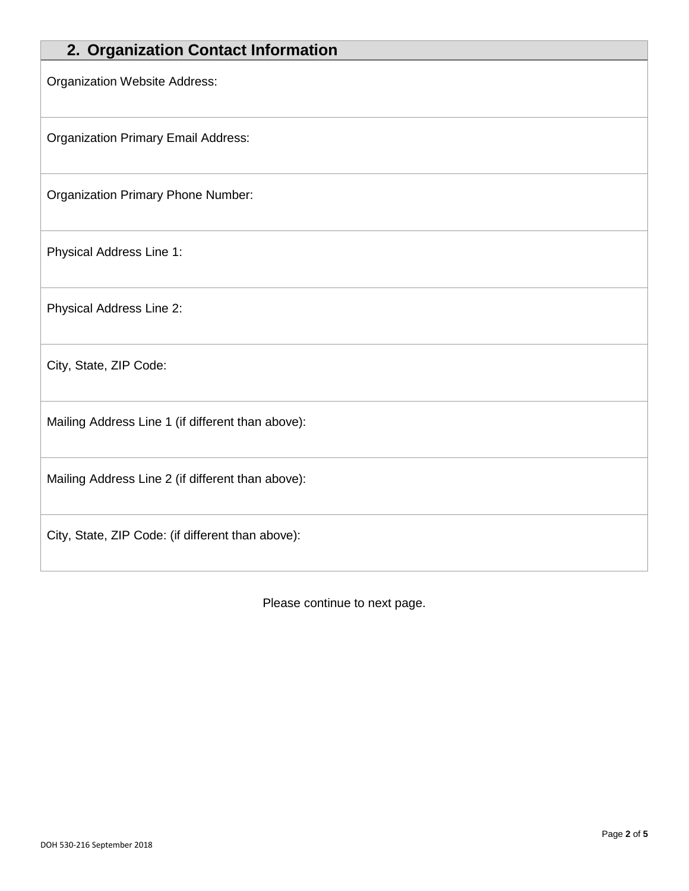## 2. Organization Contact Information

| |
|---|
| Organization Website Address: |
| Organization Primary Email Address: |
| Organization Primary Phone Number: |
| Physical Address Line 1: |
| Physical Address Line 2: |
| City, State, ZIP Code: |
| Mailing Address Line 1 (if different than above): |
| Mailing Address Line 2 (if different than above): |
| City, State, ZIP Code: (if different than above): |

Please continue to next page.

DOH 530-216 September 2018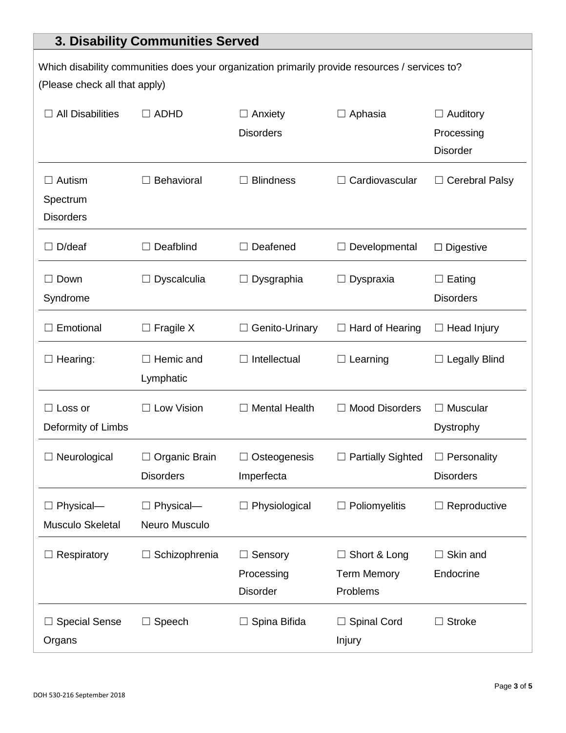## 3. Disability Communities Served

Which disability communities does your organization primarily provide resources / services to? (Please check all that apply)

| | | | | |
|---|---|---|---|---|
| ☐ All Disabilities | ☐ ADHD | ☐ Anxiety Disorders | ☐ Aphasia | ☐ Auditory Processing Disorder |
| ☐ Autism Spectrum Disorders | ☐ Behavioral | ☐ Blindness | ☐ Cardiovascular | ☐ Cerebral Palsy |
| ☐ D/deaf | ☐ Deafblind | ☐ Deafened | ☐ Developmental | ☐ Digestive |
| ☐ Down Syndrome | ☐ Dyscalculia | ☐ Dysgraphia | ☐ Dyspraxia | ☐ Eating Disorders |
| ☐ Emotional | ☐ Fragile X | ☐ Genito-Urinary | ☐ Hard of Hearing | ☐ Head Injury |
| ☐ Hearing: | ☐ Hemic and Lymphatic | ☐ Intellectual | ☐ Learning | ☐ Legally Blind |
| ☐ Loss or Deformity of Limbs | ☐ Low Vision | ☐ Mental Health | ☐ Mood Disorders | ☐ Muscular Dystrophy |
| ☐ Neurological | ☐ Organic Brain Disorders | ☐ Osteogenesis Imperfecta | ☐ Partially Sighted | ☐ Personality Disorders |
| ☐ Physical—Musculo Skeletal | ☐ Physical—Neuro Musculo | ☐ Physiological | ☐ Poliomyelitis | ☐ Reproductive |
| ☐ Respiratory | ☐ Schizophrenia | ☐ Sensory Processing Disorder | ☐ Short & Long Term Memory Problems | ☐ Skin and Endocrine |
| ☐ Special Sense Organs | ☐ Speech | ☐ Spina Bifida | ☐ Spinal Cord Injury | ☐ Stroke |

DOH 530-216 September 2018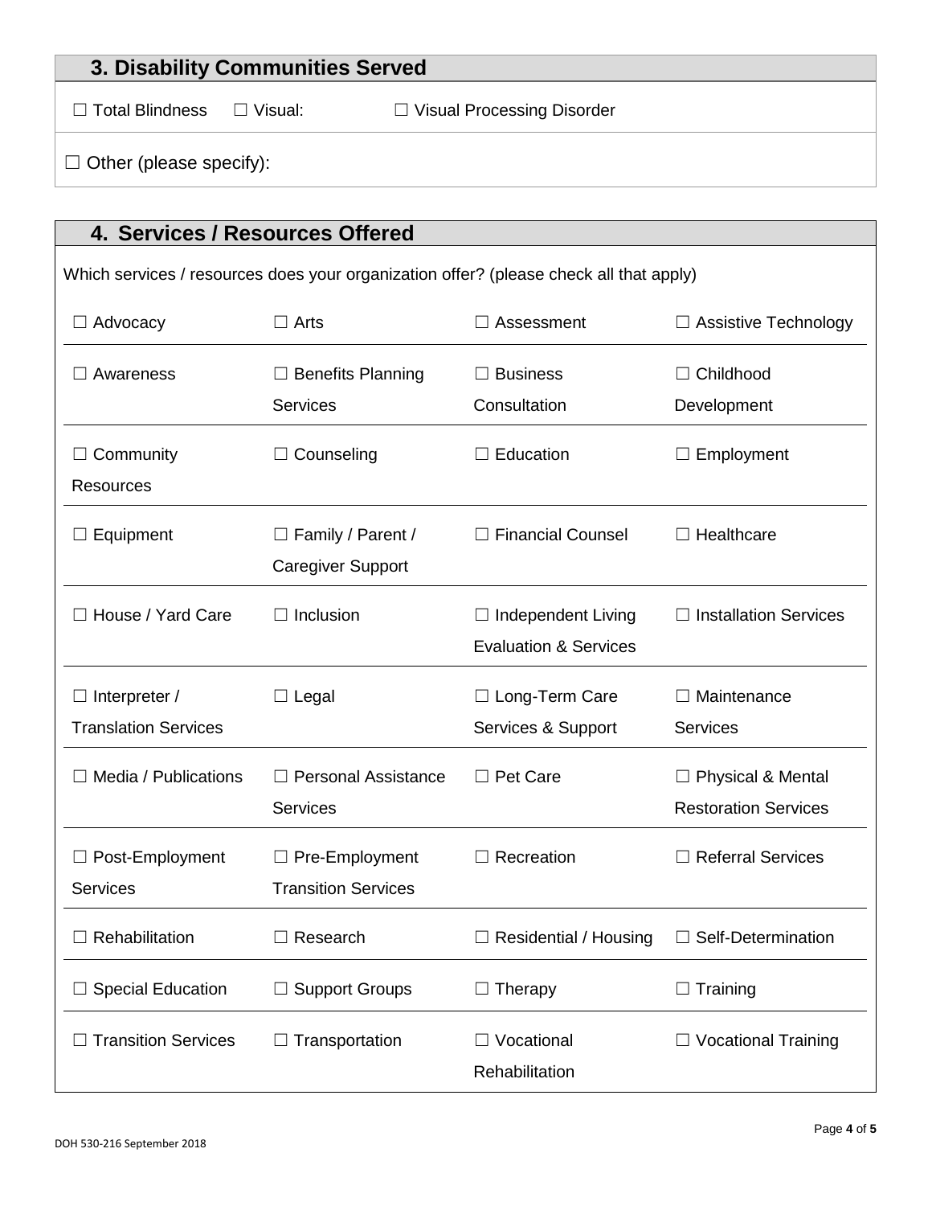## 3. Disability Communities Served

☐ Total Blindness ☐ Visual: ☐ Visual Processing Disorder

☐ Other (please specify):

## 4. Services / Resources Offered

Which services / resources does your organization offer? (please check all that apply)

| | | | |
|---|---|---|---|
| ☐ Advocacy | ☐ Arts | ☐ Assessment | ☐ Assistive Technology |
| ☐ Awareness | ☐ Benefits Planning Services | ☐ Business Consultation | ☐ Childhood Development |
| ☐ Community Resources | ☐ Counseling | ☐ Education | ☐ Employment |
| ☐ Equipment | ☐ Family / Parent / Caregiver Support | ☐ Financial Counsel | ☐ Healthcare |
| ☐ House / Yard Care | ☐ Inclusion | ☐ Independent Living Evaluation & Services | ☐ Installation Services |
| ☐ Interpreter / Translation Services | ☐ Legal | ☐ Long-Term Care Services & Support | ☐ Maintenance Services |
| ☐ Media / Publications | ☐ Personal Assistance Services | ☐ Pet Care | ☐ Physical & Mental Restoration Services |
| ☐ Post-Employment Services | ☐ Pre-Employment Transition Services | ☐ Recreation | ☐ Referral Services |
| ☐ Rehabilitation | ☐ Research | ☐ Residential / Housing | ☐ Self-Determination |
| ☐ Special Education | ☐ Support Groups | ☐ Therapy | ☐ Training |
| ☐ Transition Services | ☐ Transportation | ☐ Vocational Rehabilitation | ☐ Vocational Training |

DOH 530-216 September 2018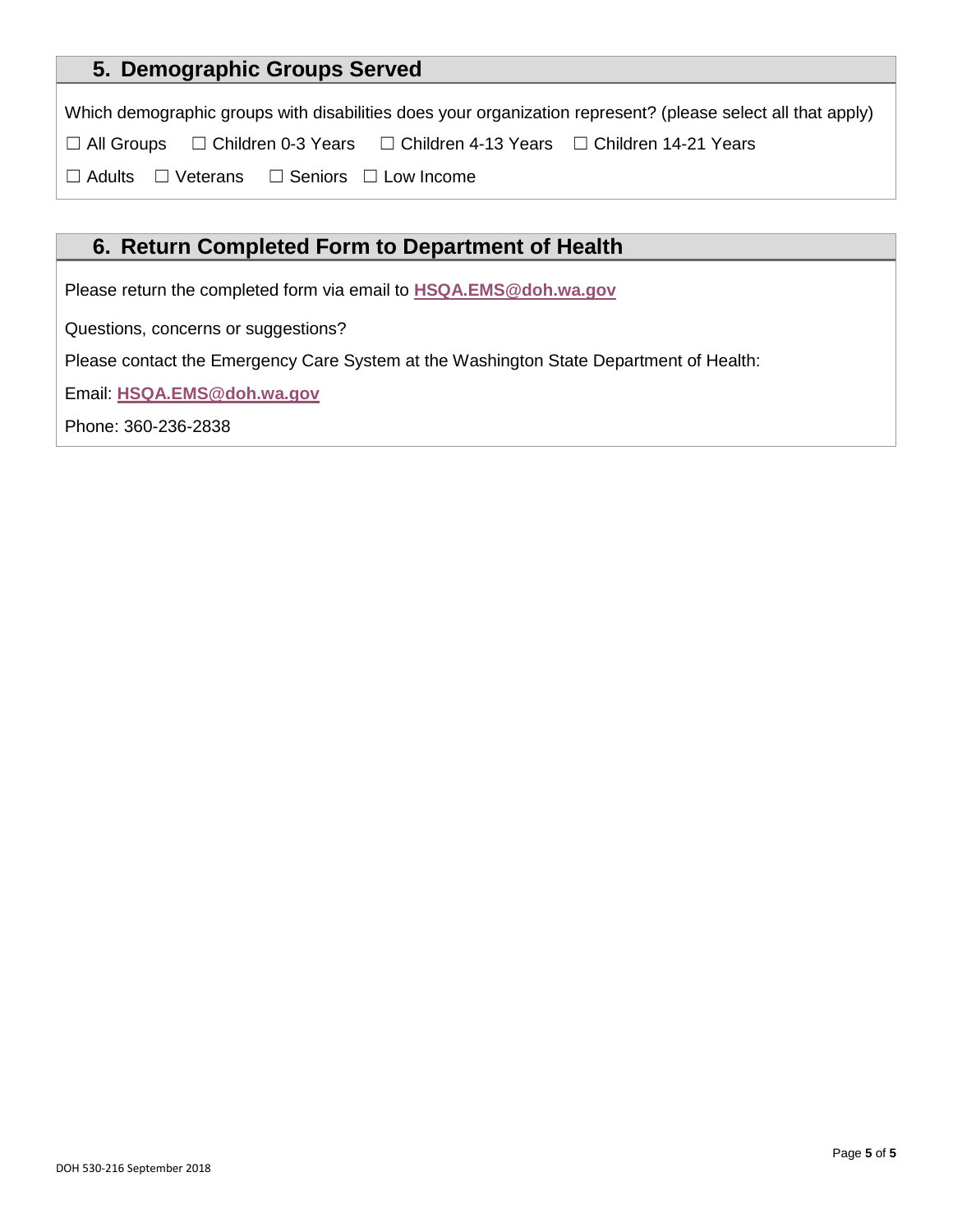## 5. Demographic Groups Served

Which demographic groups with disabilities does your organization represent? (please select all that apply)

☐ All Groups ☐ Children 0-3 Years ☐ Children 4-13 Years ☐ Children 14-21 Years

☐ Adults ☐ Veterans ☐ Seniors ☐ Low Income

## 6. Return Completed Form to Department of Health

Please return the completed form via email to **HSQA.EMS@doh.wa.gov**

Questions, concerns or suggestions?

Please contact the Emergency Care System at the Washington State Department of Health:

Email: **HSQA.EMS@doh.wa.gov**

Phone: 360-236-2838

DOH 530-216 September 2018